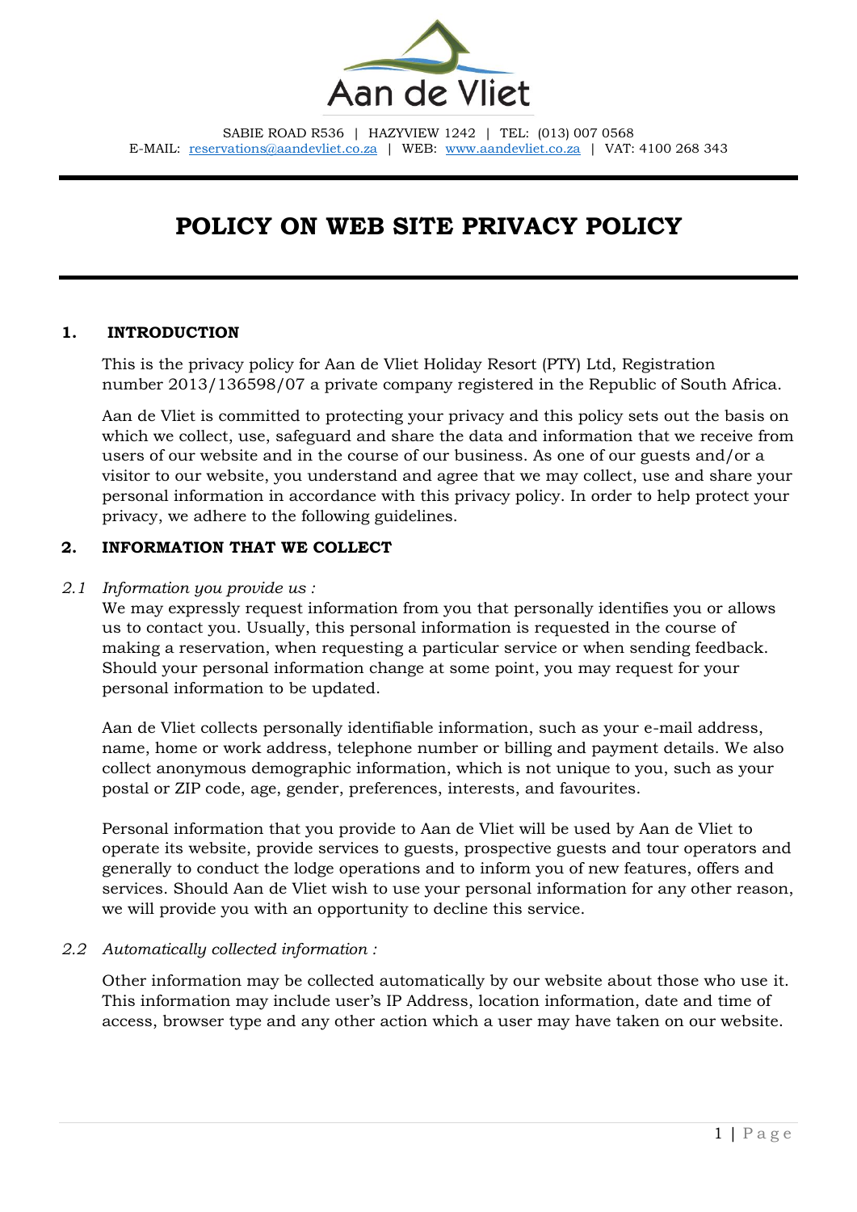Aan de Vliet

SABIE ROAD R536 | HAZYVIEW 1242 | TEL: (013) 007 0568
E-MAIL: reservations@aandevliet.co.za | WEB: www.aandevliet.co.za | VAT: 4100 268 343

# POLICY ON WEB SITE PRIVACY POLICY

## 1. INTRODUCTION

This is the privacy policy for Aan de Vliet Holiday Resort (PTY) Ltd, Registration number 2013/136598/07 a private company registered in the Republic of South Africa.

Aan de Vliet is committed to protecting your privacy and this policy sets out the basis on which we collect, use, safeguard and share the data and information that we receive from users of our website and in the course of our business. As one of our guests and/or a visitor to our website, you understand and agree that we may collect, use and share your personal information in accordance with this privacy policy. In order to help protect your privacy, we adhere to the following guidelines.

## 2. INFORMATION THAT WE COLLECT

*2.1 Information you provide us :*

We may expressly request information from you that personally identifies you or allows us to contact you. Usually, this personal information is requested in the course of making a reservation, when requesting a particular service or when sending feedback. Should your personal information change at some point, you may request for your personal information to be updated.

Aan de Vliet collects personally identifiable information, such as your e-mail address, name, home or work address, telephone number or billing and payment details. We also collect anonymous demographic information, which is not unique to you, such as your postal or ZIP code, age, gender, preferences, interests, and favourites.

Personal information that you provide to Aan de Vliet will be used by Aan de Vliet to operate its website, provide services to guests, prospective guests and tour operators and generally to conduct the lodge operations and to inform you of new features, offers and services. Should Aan de Vliet wish to use your personal information for any other reason, we will provide you with an opportunity to decline this service.

*2.2 Automatically collected information :*

Other information may be collected automatically by our website about those who use it. This information may include user's IP Address, location information, date and time of access, browser type and any other action which a user may have taken on our website.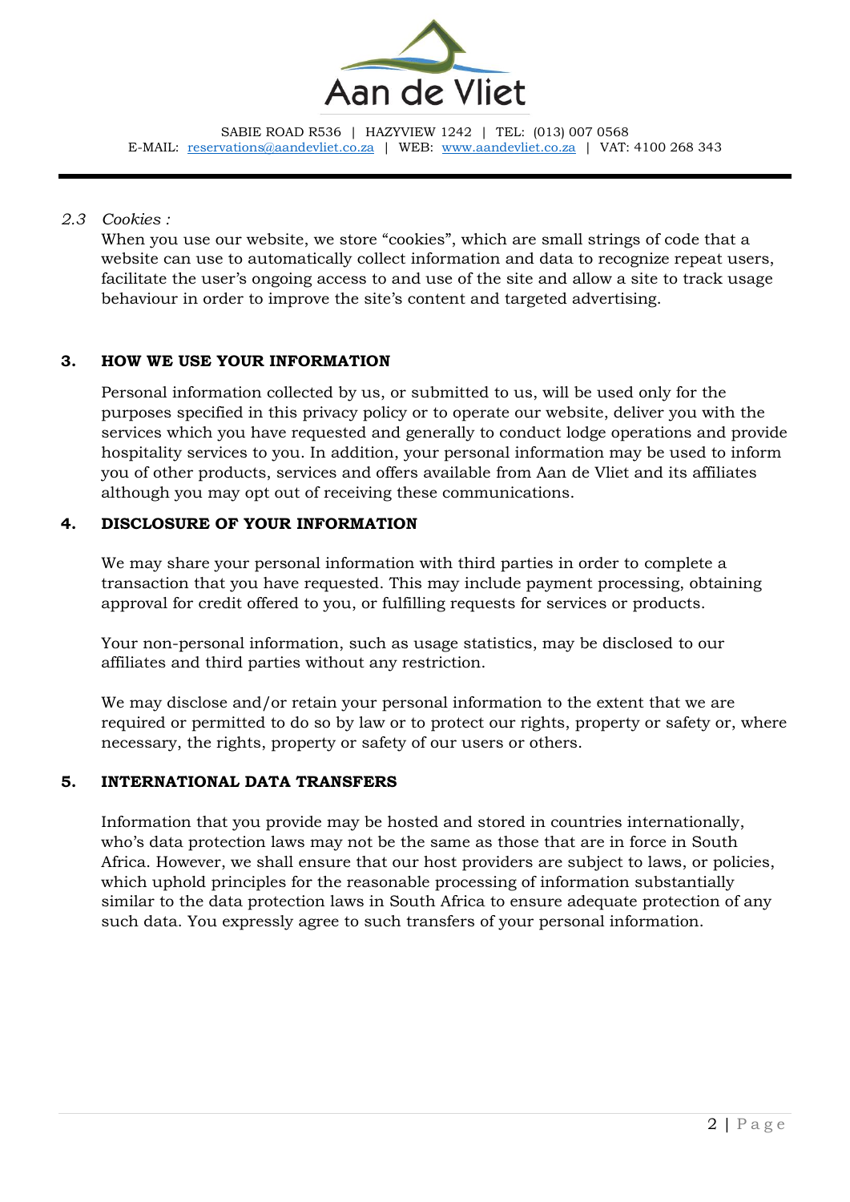*2.3 Cookies :*

When you use our website, we store "cookies", which are small strings of code that a website can use to automatically collect information and data to recognize repeat users, facilitate the user's ongoing access to and use of the site and allow a site to track usage behaviour in order to improve the site's content and targeted advertising.

## 3. HOW WE USE YOUR INFORMATION

Personal information collected by us, or submitted to us, will be used only for the purposes specified in this privacy policy or to operate our website, deliver you with the services which you have requested and generally to conduct lodge operations and provide hospitality services to you. In addition, your personal information may be used to inform you of other products, services and offers available from Aan de Vliet and its affiliates although you may opt out of receiving these communications.

## 4. DISCLOSURE OF YOUR INFORMATION

We may share your personal information with third parties in order to complete a transaction that you have requested. This may include payment processing, obtaining approval for credit offered to you, or fulfilling requests for services or products.

Your non-personal information, such as usage statistics, may be disclosed to our affiliates and third parties without any restriction.

We may disclose and/or retain your personal information to the extent that we are required or permitted to do so by law or to protect our rights, property or safety or, where necessary, the rights, property or safety of our users or others.

## 5. INTERNATIONAL DATA TRANSFERS

Information that you provide may be hosted and stored in countries internationally, who's data protection laws may not be the same as those that are in force in South Africa. However, we shall ensure that our host providers are subject to laws, or policies, which uphold principles for the reasonable processing of information substantially similar to the data protection laws in South Africa to ensure adequate protection of any such data. You expressly agree to such transfers of your personal information.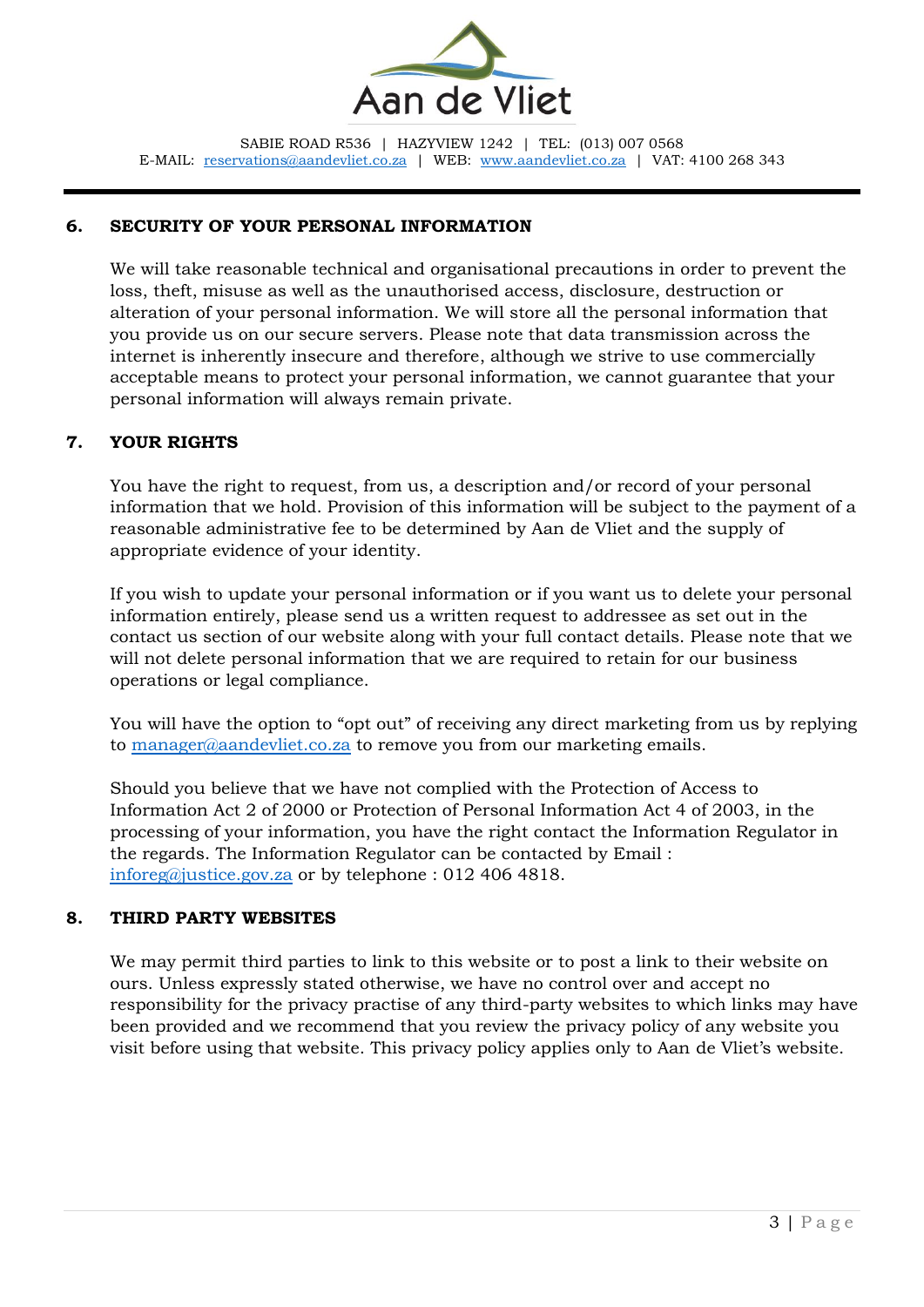## 6. SECURITY OF YOUR PERSONAL INFORMATION

We will take reasonable technical and organisational precautions in order to prevent the loss, theft, misuse as well as the unauthorised access, disclosure, destruction or alteration of your personal information. We will store all the personal information that you provide us on our secure servers. Please note that data transmission across the internet is inherently insecure and therefore, although we strive to use commercially acceptable means to protect your personal information, we cannot guarantee that your personal information will always remain private.

## 7. YOUR RIGHTS

You have the right to request, from us, a description and/or record of your personal information that we hold. Provision of this information will be subject to the payment of a reasonable administrative fee to be determined by Aan de Vliet and the supply of appropriate evidence of your identity.

If you wish to update your personal information or if you want us to delete your personal information entirely, please send us a written request to addressee as set out in the contact us section of our website along with your full contact details. Please note that we will not delete personal information that we are required to retain for our business operations or legal compliance.

You will have the option to "opt out" of receiving any direct marketing from us by replying to manager@aandevliet.co.za to remove you from our marketing emails.

Should you believe that we have not complied with the Protection of Access to Information Act 2 of 2000 or Protection of Personal Information Act 4 of 2003, in the processing of your information, you have the right contact the Information Regulator in the regards. The Information Regulator can be contacted by Email : inforeg@justice.gov.za or by telephone : 012 406 4818.

## 8. THIRD PARTY WEBSITES

We may permit third parties to link to this website or to post a link to their website on ours. Unless expressly stated otherwise, we have no control over and accept no responsibility for the privacy practise of any third-party websites to which links may have been provided and we recommend that you review the privacy policy of any website you visit before using that website. This privacy policy applies only to Aan de Vliet's website.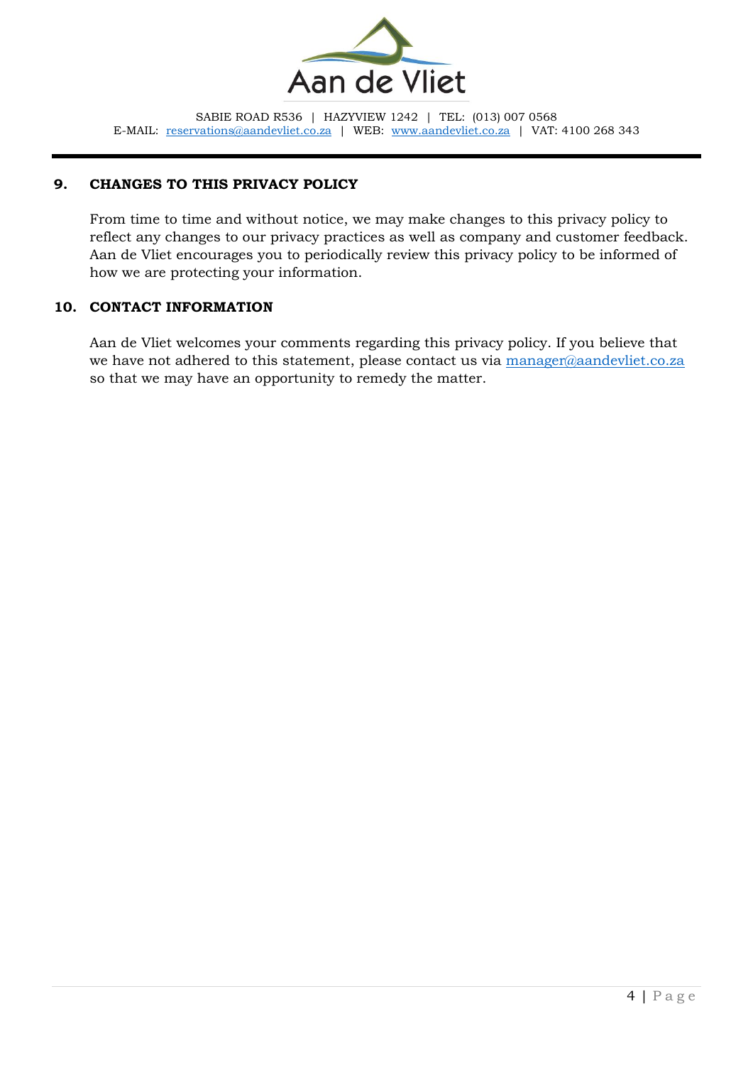## 9. CHANGES TO THIS PRIVACY POLICY

From time to time and without notice, we may make changes to this privacy policy to reflect any changes to our privacy practices as well as company and customer feedback. Aan de Vliet encourages you to periodically review this privacy policy to be informed of how we are protecting your information.

## 10. CONTACT INFORMATION

Aan de Vliet welcomes your comments regarding this privacy policy. If you believe that we have not adhered to this statement, please contact us via manager@aandevliet.co.za so that we may have an opportunity to remedy the matter.